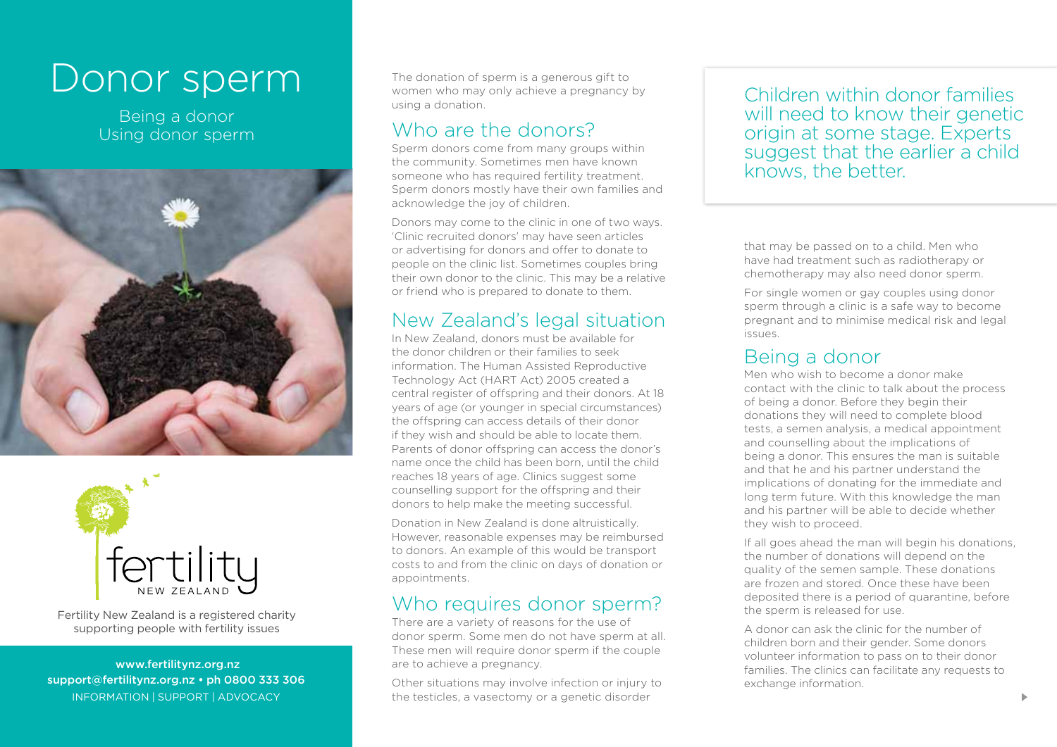# Donor sperm

Being a donor
Using donor sperm

fertility
NEW ZEALAND

Fertility New Zealand is a registered charity supporting people with fertility issues

www.fertilitynz.org.nz
support@fertilitynz.org.nz • ph 0800 333 306
INFORMATION | SUPPORT | ADVOCACY

The donation of sperm is a generous gift to women who may only achieve a pregnancy by using a donation.

## Who are the donors?

Sperm donors come from many groups within the community. Sometimes men have known someone who has required fertility treatment. Sperm donors mostly have their own families and acknowledge the joy of children.

Donors may come to the clinic in one of two ways. 'Clinic recruited donors' may have seen articles or advertising for donors and offer to donate to people on the clinic list. Sometimes couples bring their own donor to the clinic. This may be a relative or friend who is prepared to donate to them.

## New Zealand's legal situation

In New Zealand, donors must be available for the donor children or their families to seek information. The Human Assisted Reproductive Technology Act (HART Act) 2005 created a central register of offspring and their donors. At 18 years of age (or younger in special circumstances) the offspring can access details of their donor if they wish and should be able to locate them. Parents of donor offspring can access the donor's name once the child has been born, until the child reaches 18 years of age. Clinics suggest some counselling support for the offspring and their donors to help make the meeting successful.

Donation in New Zealand is done altruistically. However, reasonable expenses may be reimbursed to donors. An example of this would be transport costs to and from the clinic on days of donation or appointments.

## Who requires donor sperm?

There are a variety of reasons for the use of donor sperm. Some men do not have sperm at all. These men will require donor sperm if the couple are to achieve a pregnancy.

Other situations may involve infection or injury to the testicles, a vasectomy or a genetic disorder that may be passed on to a child. Men who have had treatment such as radiotherapy or chemotherapy may also need donor sperm.

For single women or gay couples using donor sperm through a clinic is a safe way to become pregnant and to minimise medical risk and legal issues.

> Children within donor families will need to know their genetic origin at some stage. Experts suggest that the earlier a child knows, the better.

## Being a donor

Men who wish to become a donor make contact with the clinic to talk about the process of being a donor. Before they begin their donations they will need to complete blood tests, a semen analysis, a medical appointment and counselling about the implications of being a donor. This ensures the man is suitable and that he and his partner understand the implications of donating for the immediate and long term future. With this knowledge the man and his partner will be able to decide whether they wish to proceed.

If all goes ahead the man will begin his donations, the number of donations will depend on the quality of the semen sample. These donations are frozen and stored. Once these have been deposited there is a period of quarantine, before the sperm is released for use.

A donor can ask the clinic for the number of children born and their gender. Some donors volunteer information to pass on to their donor families. The clinics can facilitate any requests to exchange information.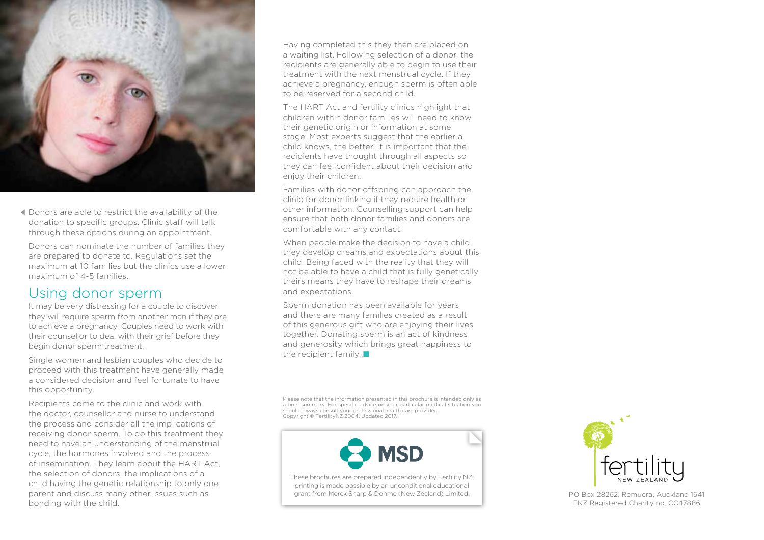Donors are able to restrict the availability of the donation to specific groups. Clinic staff will talk through these options during an appointment.

Donors can nominate the number of families they are prepared to donate to. Regulations set the maximum at 10 families but the clinics use a lower maximum of 4-5 families.

## Using donor sperm

It may be very distressing for a couple to discover they will require sperm from another man if they are to achieve a pregnancy. Couples need to work with their counsellor to deal with their grief before they begin donor sperm treatment.

Single women and lesbian couples who decide to proceed with this treatment have generally made a considered decision and feel fortunate to have this opportunity.

Recipients come to the clinic and work with the doctor, counsellor and nurse to understand the process and consider all the implications of receiving donor sperm. To do this treatment they need to have an understanding of the menstrual cycle, the hormones involved and the process of insemination. They learn about the HART Act, the selection of donors, the implications of a child having the genetic relationship to only one parent and discuss many other issues such as bonding with the child.

Having completed this they then are placed on a waiting list. Following selection of a donor, the recipients are generally able to begin to use their treatment with the next menstrual cycle. If they achieve a pregnancy, enough sperm is often able to be reserved for a second child.

The HART Act and fertility clinics highlight that children within donor families will need to know their genetic origin or information at some stage. Most experts suggest that the earlier a child knows, the better. It is important that the recipients have thought through all aspects so they can feel confident about their decision and enjoy their children.

Families with donor offspring can approach the clinic for donor linking if they require health or other information. Counselling support can help ensure that both donor families and donors are comfortable with any contact.

When people make the decision to have a child they develop dreams and expectations about this child. Being faced with the reality that they will not be able to have a child that is fully genetically theirs means they have to reshape their dreams and expectations.

Sperm donation has been available for years and there are many families created as a result of this generous gift who are enjoying their lives together. Donating sperm is an act of kindness and generosity which brings great happiness to the recipient family. ■

Please note that the information presented in this brochure is intended only as a brief summary. For specific advice on your particular medical situation you should always consult your professional health care provider.
Copyright © FertilityNZ 2004. Updated 2017.

MSD

These brochures are prepared independently by Fertility NZ; printing is made possible by an unconditional educational grant from Merck Sharp & Dohme (New Zealand) Limited.

fertility NEW ZEALAND

PO Box 28262, Remuera, Auckland 1541
FNZ Registered Charity no. CC47886